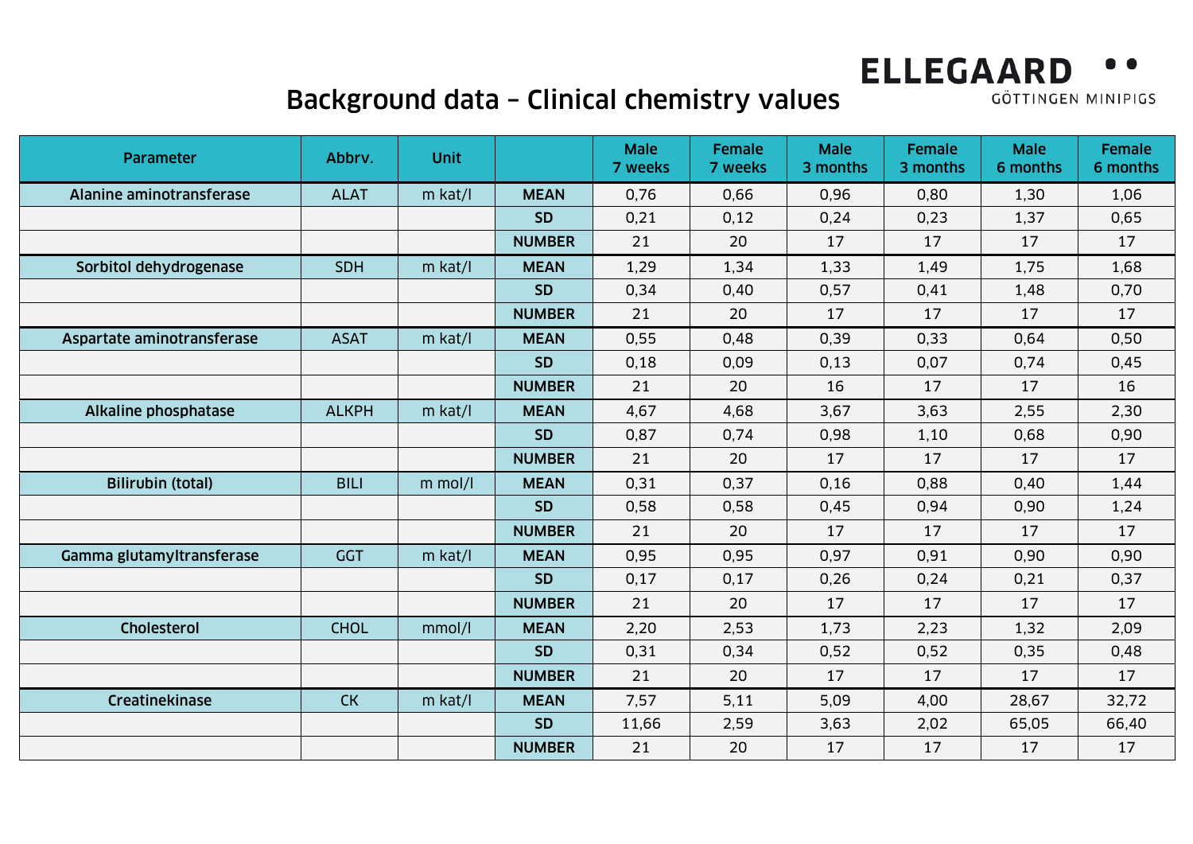ELLEGAARD GÖTTINGEN MINIPIGS

# Background data – Clinical chemistry values

| Parameter | Abbrv. | Unit | | Male 7 weeks | Female 7 weeks | Male 3 months | Female 3 months | Male 6 months | Female 6 months |
|---|---|---|---|---|---|---|---|---|---|
| Alanine aminotransferase | ALAT | m kat/l | MEAN | 0,76 | 0,66 | 0,96 | 0,80 | 1,30 | 1,06 |
| | | | SD | 0,21 | 0,12 | 0,24 | 0,23 | 1,37 | 0,65 |
| | | | NUMBER | 21 | 20 | 17 | 17 | 17 | 17 |
| Sorbitol dehydrogenase | SDH | m kat/l | MEAN | 1,29 | 1,34 | 1,33 | 1,49 | 1,75 | 1,68 |
| | | | SD | 0,34 | 0,40 | 0,57 | 0,41 | 1,48 | 0,70 |
| | | | NUMBER | 21 | 20 | 17 | 17 | 17 | 17 |
| Aspartate aminotransferase | ASAT | m kat/l | MEAN | 0,55 | 0,48 | 0,39 | 0,33 | 0,64 | 0,50 |
| | | | SD | 0,18 | 0,09 | 0,13 | 0,07 | 0,74 | 0,45 |
| | | | NUMBER | 21 | 20 | 16 | 17 | 17 | 16 |
| Alkaline phosphatase | ALKPH | m kat/l | MEAN | 4,67 | 4,68 | 3,67 | 3,63 | 2,55 | 2,30 |
| | | | SD | 0,87 | 0,74 | 0,98 | 1,10 | 0,68 | 0,90 |
| | | | NUMBER | 21 | 20 | 17 | 17 | 17 | 17 |
| Bilirubin (total) | BILI | m mol/l | MEAN | 0,31 | 0,37 | 0,16 | 0,88 | 0,40 | 1,44 |
| | | | SD | 0,58 | 0,58 | 0,45 | 0,94 | 0,90 | 1,24 |
| | | | NUMBER | 21 | 20 | 17 | 17 | 17 | 17 |
| Gamma glutamyltransferase | GGT | m kat/l | MEAN | 0,95 | 0,95 | 0,97 | 0,91 | 0,90 | 0,90 |
| | | | SD | 0,17 | 0,17 | 0,26 | 0,24 | 0,21 | 0,37 |
| | | | NUMBER | 21 | 20 | 17 | 17 | 17 | 17 |
| Cholesterol | CHOL | mmol/l | MEAN | 2,20 | 2,53 | 1,73 | 2,23 | 1,32 | 2,09 |
| | | | SD | 0,31 | 0,34 | 0,52 | 0,52 | 0,35 | 0,48 |
| | | | NUMBER | 21 | 20 | 17 | 17 | 17 | 17 |
| Creatinekinase | CK | m kat/l | MEAN | 7,57 | 5,11 | 5,09 | 4,00 | 28,67 | 32,72 |
| | | | SD | 11,66 | 2,59 | 3,63 | 2,02 | 65,05 | 66,40 |
| | | | NUMBER | 21 | 20 | 17 | 17 | 17 | 17 |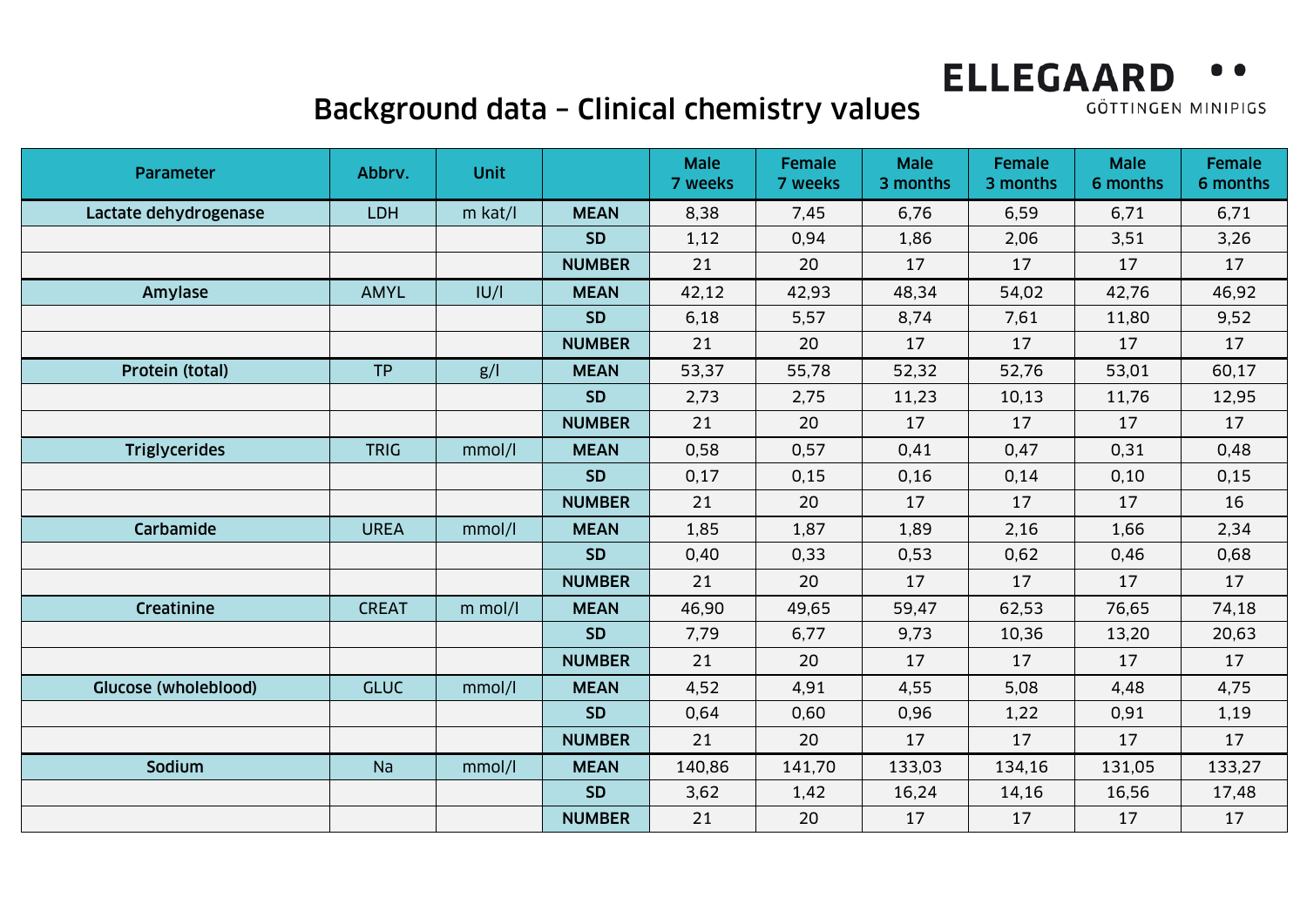# Background data – Clinical chemistry values

ELLEGAARD GÖTTINGEN MINIPIGS

| Parameter | Abbrv. | Unit | | Male 7 weeks | Female 7 weeks | Male 3 months | Female 3 months | Male 6 months | Female 6 months |
|---|---|---|---|---|---|---|---|---|---|
| **Lactate dehydrogenase** | LDH | m kat/l | **MEAN** | 8,38 | 7,45 | 6,76 | 6,59 | 6,71 | 6,71 |
| | | | **SD** | 1,12 | 0,94 | 1,86 | 2,06 | 3,51 | 3,26 |
| | | | **NUMBER** | 21 | 20 | 17 | 17 | 17 | 17 |
| **Amylase** | AMYL | IU/l | **MEAN** | 42,12 | 42,93 | 48,34 | 54,02 | 42,76 | 46,92 |
| | | | **SD** | 6,18 | 5,57 | 8,74 | 7,61 | 11,80 | 9,52 |
| | | | **NUMBER** | 21 | 20 | 17 | 17 | 17 | 17 |
| **Protein (total)** | TP | g/l | **MEAN** | 53,37 | 55,78 | 52,32 | 52,76 | 53,01 | 60,17 |
| | | | **SD** | 2,73 | 2,75 | 11,23 | 10,13 | 11,76 | 12,95 |
| | | | **NUMBER** | 21 | 20 | 17 | 17 | 17 | 17 |
| **Triglycerides** | TRIG | mmol/l | **MEAN** | 0,58 | 0,57 | 0,41 | 0,47 | 0,31 | 0,48 |
| | | | **SD** | 0,17 | 0,15 | 0,16 | 0,14 | 0,10 | 0,15 |
| | | | **NUMBER** | 21 | 20 | 17 | 17 | 17 | 16 |
| **Carbamide** | UREA | mmol/l | **MEAN** | 1,85 | 1,87 | 1,89 | 2,16 | 1,66 | 2,34 |
| | | | **SD** | 0,40 | 0,33 | 0,53 | 0,62 | 0,46 | 0,68 |
| | | | **NUMBER** | 21 | 20 | 17 | 17 | 17 | 17 |
| **Creatinine** | CREAT | m mol/l | **MEAN** | 46,90 | 49,65 | 59,47 | 62,53 | 76,65 | 74,18 |
| | | | **SD** | 7,79 | 6,77 | 9,73 | 10,36 | 13,20 | 20,63 |
| | | | **NUMBER** | 21 | 20 | 17 | 17 | 17 | 17 |
| **Glucose (wholeblood)** | GLUC | mmol/l | **MEAN** | 4,52 | 4,91 | 4,55 | 5,08 | 4,48 | 4,75 |
| | | | **SD** | 0,64 | 0,60 | 0,96 | 1,22 | 0,91 | 1,19 |
| | | | **NUMBER** | 21 | 20 | 17 | 17 | 17 | 17 |
| **Sodium** | Na | mmol/l | **MEAN** | 140,86 | 141,70 | 133,03 | 134,16 | 131,05 | 133,27 |
| | | | **SD** | 3,62 | 1,42 | 16,24 | 14,16 | 16,56 | 17,48 |
| | | | **NUMBER** | 21 | 20 | 17 | 17 | 17 | 17 |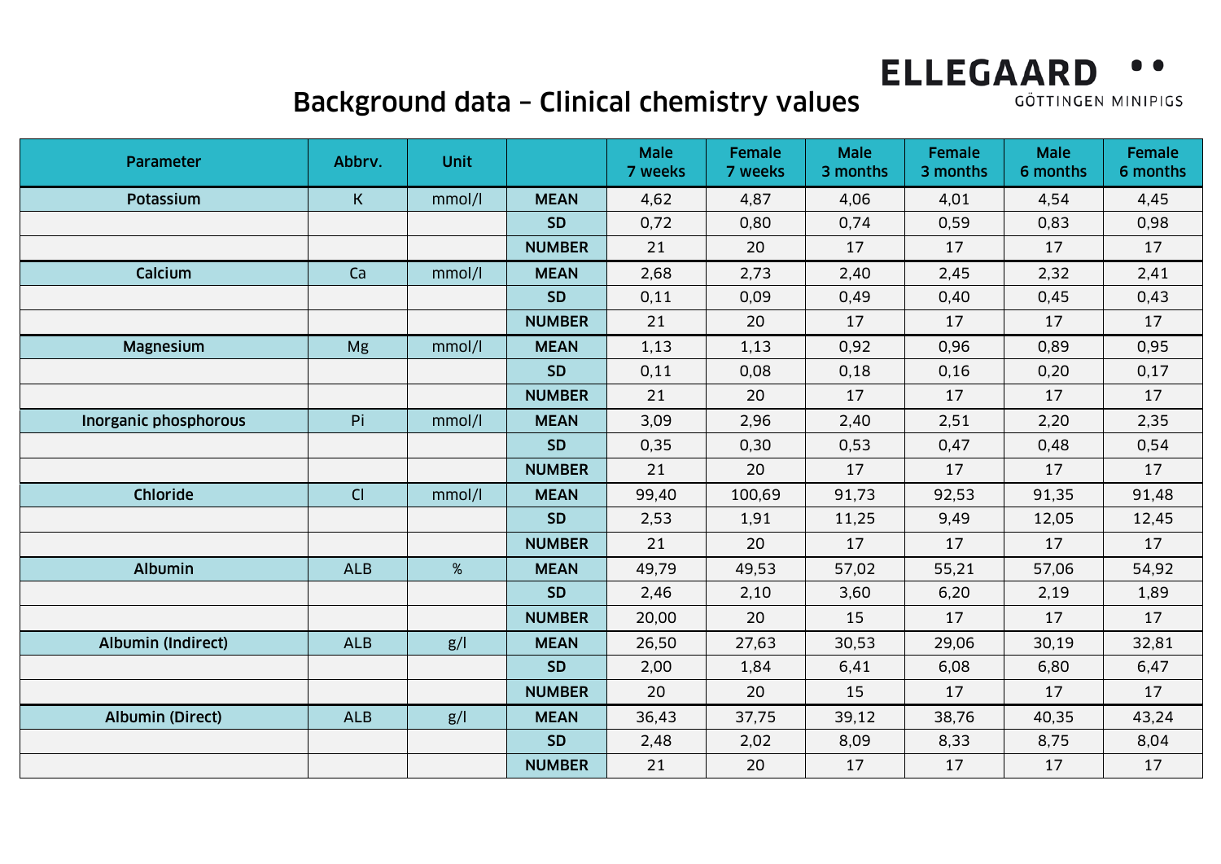# Background data – Clinical chemistry values

ELLEGAARD GÖTTINGEN MINIPIGS

| Parameter | Abbrv. | Unit | | Male 7 weeks | Female 7 weeks | Male 3 months | Female 3 months | Male 6 months | Female 6 months |
|---|---|---|---|---|---|---|---|---|---|
| **Potassium** | K | mmol/l | **MEAN** | 4,62 | 4,87 | 4,06 | 4,01 | 4,54 | 4,45 |
| | | | **SD** | 0,72 | 0,80 | 0,74 | 0,59 | 0,83 | 0,98 |
| | | | **NUMBER** | 21 | 20 | 17 | 17 | 17 | 17 |
| **Calcium** | Ca | mmol/l | **MEAN** | 2,68 | 2,73 | 2,40 | 2,45 | 2,32 | 2,41 |
| | | | **SD** | 0,11 | 0,09 | 0,49 | 0,40 | 0,45 | 0,43 |
| | | | **NUMBER** | 21 | 20 | 17 | 17 | 17 | 17 |
| **Magnesium** | Mg | mmol/l | **MEAN** | 1,13 | 1,13 | 0,92 | 0,96 | 0,89 | 0,95 |
| | | | **SD** | 0,11 | 0,08 | 0,18 | 0,16 | 0,20 | 0,17 |
| | | | **NUMBER** | 21 | 20 | 17 | 17 | 17 | 17 |
| **Inorganic phosphorous** | Pi | mmol/l | **MEAN** | 3,09 | 2,96 | 2,40 | 2,51 | 2,20 | 2,35 |
| | | | **SD** | 0,35 | 0,30 | 0,53 | 0,47 | 0,48 | 0,54 |
| | | | **NUMBER** | 21 | 20 | 17 | 17 | 17 | 17 |
| **Chloride** | Cl | mmol/l | **MEAN** | 99,40 | 100,69 | 91,73 | 92,53 | 91,35 | 91,48 |
| | | | **SD** | 2,53 | 1,91 | 11,25 | 9,49 | 12,05 | 12,45 |
| | | | **NUMBER** | 21 | 20 | 17 | 17 | 17 | 17 |
| **Albumin** | ALB | % | **MEAN** | 49,79 | 49,53 | 57,02 | 55,21 | 57,06 | 54,92 |
| | | | **SD** | 2,46 | 2,10 | 3,60 | 6,20 | 2,19 | 1,89 |
| | | | **NUMBER** | 20,00 | 20 | 15 | 17 | 17 | 17 |
| **Albumin (Indirect)** | ALB | g/l | **MEAN** | 26,50 | 27,63 | 30,53 | 29,06 | 30,19 | 32,81 |
| | | | **SD** | 2,00 | 1,84 | 6,41 | 6,08 | 6,80 | 6,47 |
| | | | **NUMBER** | 20 | 20 | 15 | 17 | 17 | 17 |
| **Albumin (Direct)** | ALB | g/l | **MEAN** | 36,43 | 37,75 | 39,12 | 38,76 | 40,35 | 43,24 |
| | | | **SD** | 2,48 | 2,02 | 8,09 | 8,33 | 8,75 | 8,04 |
| | | | **NUMBER** | 21 | 20 | 17 | 17 | 17 | 17 |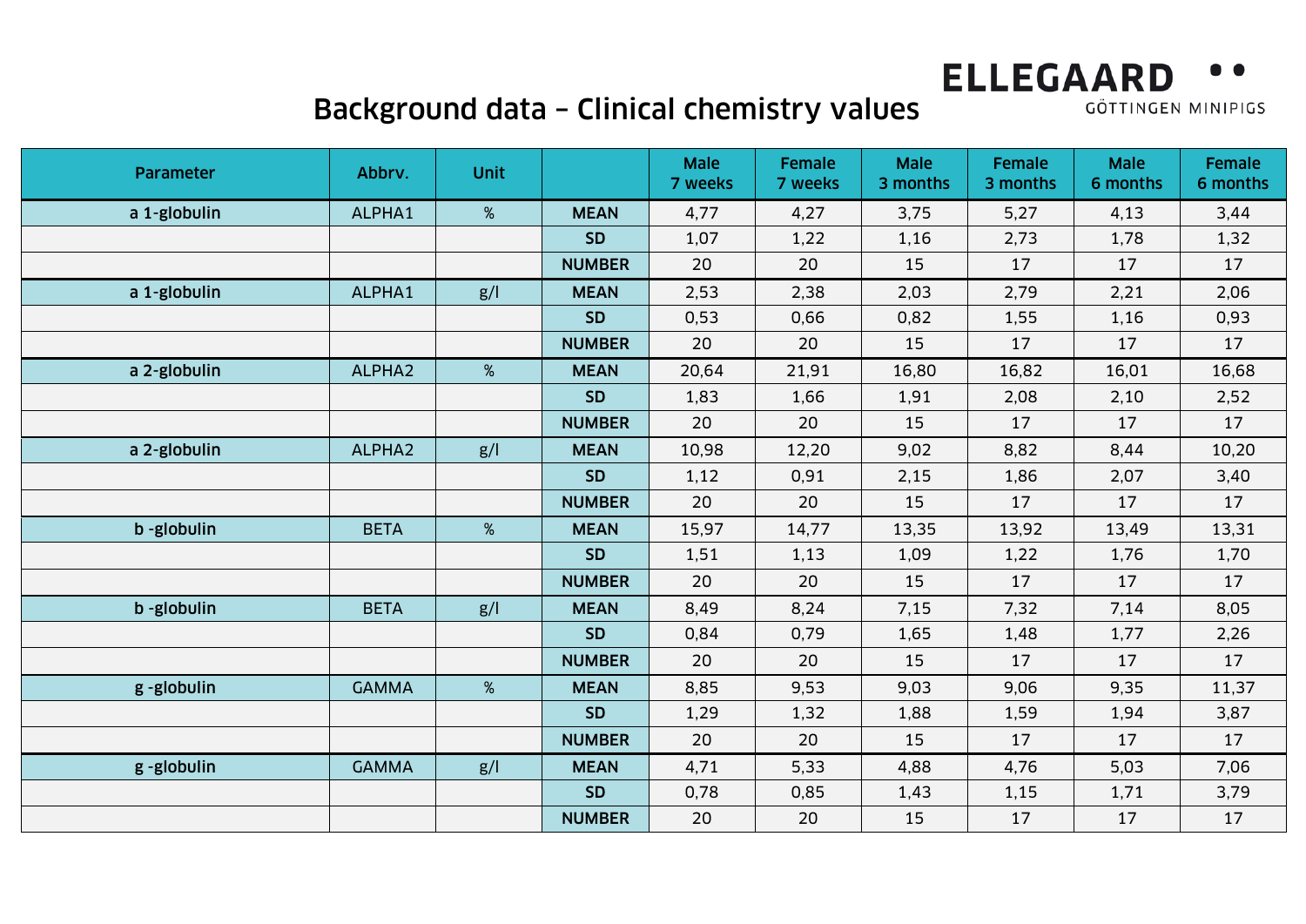# Background data – Clinical chemistry values

ELLEGAARD GÖTTINGEN MINIPIGS

| Parameter | Abbrv. | Unit | | Male 7 weeks | Female 7 weeks | Male 3 months | Female 3 months | Male 6 months | Female 6 months |
|---|---|---|---|---|---|---|---|---|---|
| a 1-globulin | ALPHA1 | % | MEAN | 4,77 | 4,27 | 3,75 | 5,27 | 4,13 | 3,44 |
| | | | SD | 1,07 | 1,22 | 1,16 | 2,73 | 1,78 | 1,32 |
| | | | NUMBER | 20 | 20 | 15 | 17 | 17 | 17 |
| a 1-globulin | ALPHA1 | g/l | MEAN | 2,53 | 2,38 | 2,03 | 2,79 | 2,21 | 2,06 |
| | | | SD | 0,53 | 0,66 | 0,82 | 1,55 | 1,16 | 0,93 |
| | | | NUMBER | 20 | 20 | 15 | 17 | 17 | 17 |
| a 2-globulin | ALPHA2 | % | MEAN | 20,64 | 21,91 | 16,80 | 16,82 | 16,01 | 16,68 |
| | | | SD | 1,83 | 1,66 | 1,91 | 2,08 | 2,10 | 2,52 |
| | | | NUMBER | 20 | 20 | 15 | 17 | 17 | 17 |
| a 2-globulin | ALPHA2 | g/l | MEAN | 10,98 | 12,20 | 9,02 | 8,82 | 8,44 | 10,20 |
| | | | SD | 1,12 | 0,91 | 2,15 | 1,86 | 2,07 | 3,40 |
| | | | NUMBER | 20 | 20 | 15 | 17 | 17 | 17 |
| b -globulin | BETA | % | MEAN | 15,97 | 14,77 | 13,35 | 13,92 | 13,49 | 13,31 |
| | | | SD | 1,51 | 1,13 | 1,09 | 1,22 | 1,76 | 1,70 |
| | | | NUMBER | 20 | 20 | 15 | 17 | 17 | 17 |
| b -globulin | BETA | g/l | MEAN | 8,49 | 8,24 | 7,15 | 7,32 | 7,14 | 8,05 |
| | | | SD | 0,84 | 0,79 | 1,65 | 1,48 | 1,77 | 2,26 |
| | | | NUMBER | 20 | 20 | 15 | 17 | 17 | 17 |
| g -globulin | GAMMA | % | MEAN | 8,85 | 9,53 | 9,03 | 9,06 | 9,35 | 11,37 |
| | | | SD | 1,29 | 1,32 | 1,88 | 1,59 | 1,94 | 3,87 |
| | | | NUMBER | 20 | 20 | 15 | 17 | 17 | 17 |
| g -globulin | GAMMA | g/l | MEAN | 4,71 | 5,33 | 4,88 | 4,76 | 5,03 | 7,06 |
| | | | SD | 0,78 | 0,85 | 1,43 | 1,15 | 1,71 | 3,79 |
| | | | NUMBER | 20 | 20 | 15 | 17 | 17 | 17 |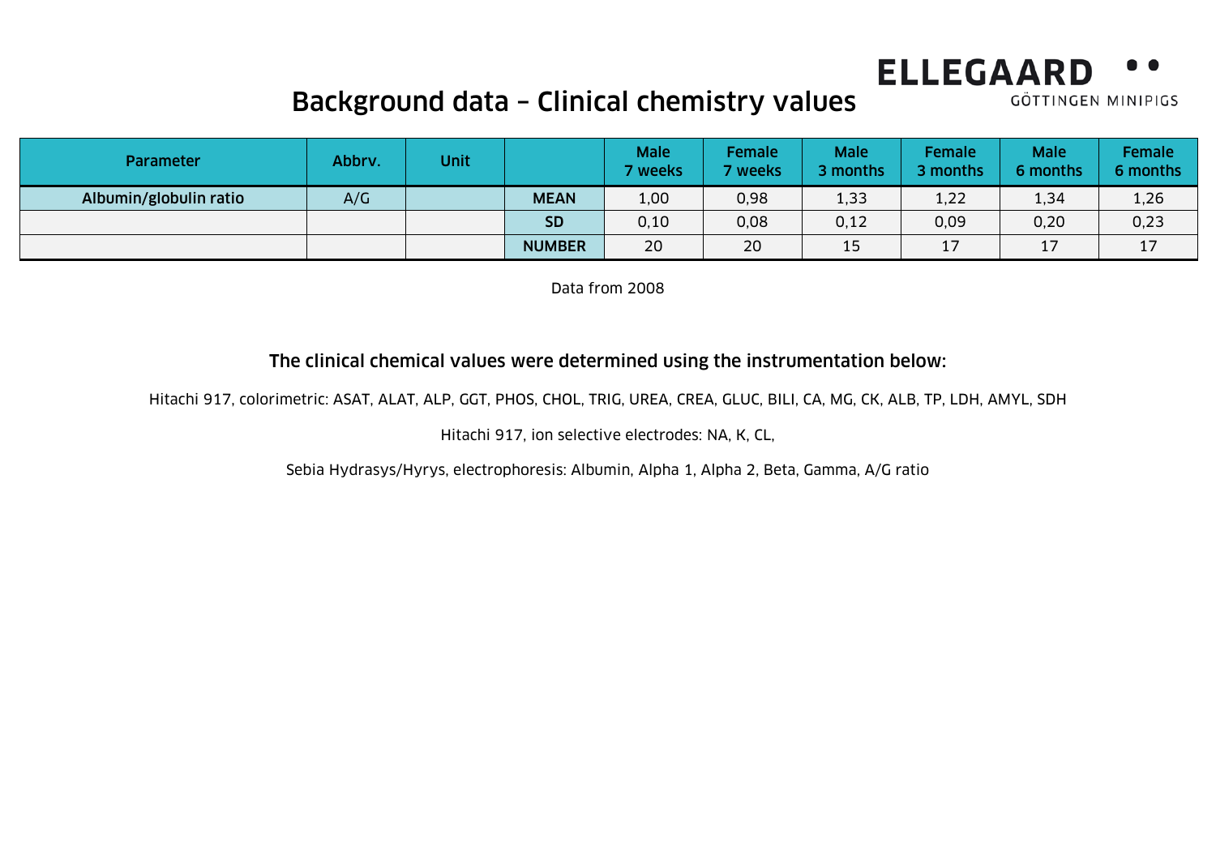# Background data – Clinical chemistry values

| Parameter | Abbrv. | Unit | | Male 7 weeks | Female 7 weeks | Male 3 months | Female 3 months | Male 6 months | Female 6 months |
|---|---|---|---|---|---|---|---|---|---|
| **Albumin/globulin ratio** | A/G | | **MEAN** | 1,00 | 0,98 | 1,33 | 1,22 | 1,34 | 1,26 |
| | | | **SD** | 0,10 | 0,08 | 0,12 | 0,09 | 0,20 | 0,23 |
| | | | **NUMBER** | 20 | 20 | 15 | 17 | 17 | 17 |

Data from 2008

**The clinical chemical values were determined using the instrumentation below:**

Hitachi 917, colorimetric: ASAT, ALAT, ALP, GGT, PHOS, CHOL, TRIG, UREA, CREA, GLUC, BILI, CA, MG, CK, ALB, TP, LDH, AMYL, SDH

Hitachi 917, ion selective electrodes: NA, K, CL,

Sebia Hydrasys/Hyrys, electrophoresis: Albumin, Alpha 1, Alpha 2, Beta, Gamma, A/G ratio